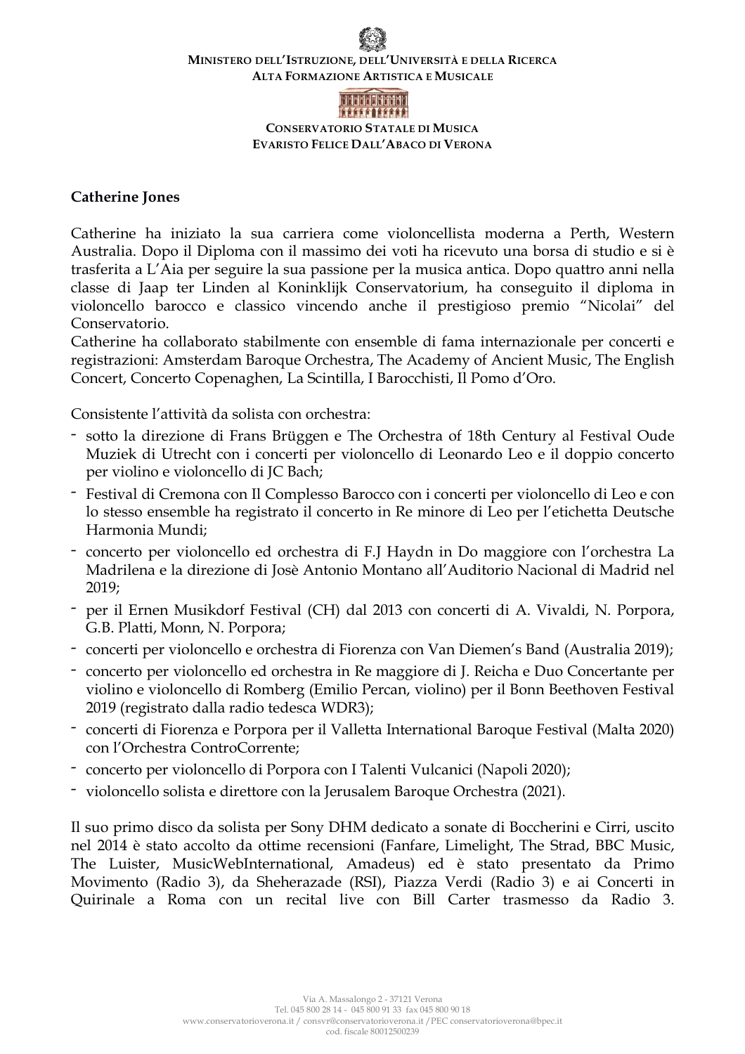MINISTERO DELL'ISTRUZIONE, DELL'UNIVERSITÀ E DELLA RICERCA
ALTA FORMAZIONE ARTISTICA E MUSICALE

CONSERVATORIO STATALE DI MUSICA
EVARISTO FELICE DALL'ABACO DI VERONA

**Catherine Jones**

Catherine ha iniziato la sua carriera come violoncellista moderna a Perth, Western Australia. Dopo il Diploma con il massimo dei voti ha ricevuto una borsa di studio e si è trasferita a L'Aia per seguire la sua passione per la musica antica. Dopo quattro anni nella classe di Jaap ter Linden al Koninklijk Conservatorium, ha conseguito il diploma in violoncello barocco e classico vincendo anche il prestigioso premio "Nicolai" del Conservatorio.
Catherine ha collaborato stabilmente con ensemble di fama internazionale per concerti e registrazioni: Amsterdam Baroque Orchestra, The Academy of Ancient Music, The English Concert, Concerto Copenaghen, La Scintilla, I Barocchisti, Il Pomo d'Oro.

Consistente l'attività da solista con orchestra:

- sotto la direzione di Frans Brüggen e The Orchestra of 18th Century al Festival Oude Muziek di Utrecht con i concerti per violoncello di Leonardo Leo e il doppio concerto per violino e violoncello di JC Bach;
- Festival di Cremona con Il Complesso Barocco con i concerti per violoncello di Leo e con lo stesso ensemble ha registrato il concerto in Re minore di Leo per l'etichetta Deutsche Harmonia Mundi;
- concerto per violoncello ed orchestra di F.J Haydn in Do maggiore con l'orchestra La Madrilena e la direzione di Josè Antonio Montano all'Auditorio Nacional di Madrid nel 2019;
- per il Ernen Musikdorf Festival (CH) dal 2013 con concerti di A. Vivaldi, N. Porpora, G.B. Platti, Monn, N. Porpora;
- concerti per violoncello e orchestra di Fiorenza con Van Diemen's Band (Australia 2019);
- concerto per violoncello ed orchestra in Re maggiore di J. Reicha e Duo Concertante per violino e violoncello di Romberg (Emilio Percan, violino) per il Bonn Beethoven Festival 2019 (registrato dalla radio tedesca WDR3);
- concerti di Fiorenza e Porpora per il Valletta International Baroque Festival (Malta 2020) con l'Orchestra ControCorrente;
- concerto per violoncello di Porpora con I Talenti Vulcanici (Napoli 2020);
- violoncello solista e direttore con la Jerusalem Baroque Orchestra (2021).

Il suo primo disco da solista per Sony DHM dedicato a sonate di Boccherini e Cirri, uscito nel 2014 è stato accolto da ottime recensioni (Fanfare, Limelight, The Strad, BBC Music, The Luister, MusicWebInternational, Amadeus) ed è stato presentato da Primo Movimento (Radio 3), da Sheherazade (RSI), Piazza Verdi (Radio 3) e ai Concerti in Quirinale a Roma con un recital live con Bill Carter trasmesso da Radio 3.

Via A. Massalongo 2 - 37121 Verona
Tel. 045 800 28 14 - 045 800 91 33 fax 045 800 90 18
www.conservatorioverona.it / consvr@conservatorioverona.it / PEC conservatorioverona@bpec.it
cod. fiscale 80012500239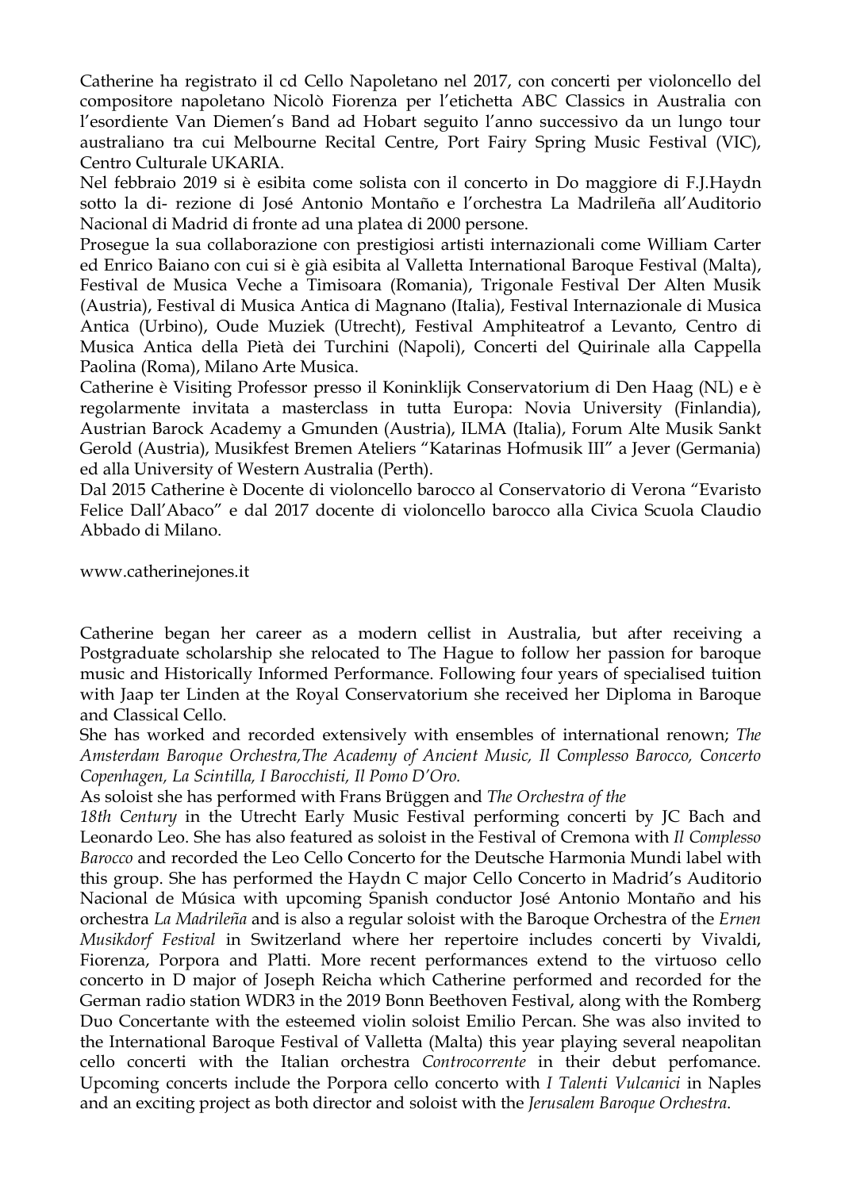Catherine ha registrato il cd Cello Napoletano nel 2017, con concerti per violoncello del compositore napoletano Nicolò Fiorenza per l'etichetta ABC Classics in Australia con l'esordiente Van Diemen's Band ad Hobart seguito l'anno successivo da un lungo tour australiano tra cui Melbourne Recital Centre, Port Fairy Spring Music Festival (VIC), Centro Culturale UKARIA.

Nel febbraio 2019 si è esibita come solista con il concerto in Do maggiore di F.J.Haydn sotto la di- rezione di José Antonio Montaño e l'orchestra La Madrileña all'Auditorio Nacional di Madrid di fronte ad una platea di 2000 persone.

Prosegue la sua collaborazione con prestigiosi artisti internazionali come William Carter ed Enrico Baiano con cui si è già esibita al Valletta International Baroque Festival (Malta), Festival de Musica Veche a Timisoara (Romania), Trigonale Festival Der Alten Musik (Austria), Festival di Musica Antica di Magnano (Italia), Festival Internazionale di Musica Antica (Urbino), Oude Muziek (Utrecht), Festival Amphiteatrof a Levanto, Centro di Musica Antica della Pietà dei Turchini (Napoli), Concerti del Quirinale alla Cappella Paolina (Roma), Milano Arte Musica.

Catherine è Visiting Professor presso il Koninklijk Conservatorium di Den Haag (NL) e è regolarmente invitata a masterclass in tutta Europa: Novia University (Finlandia), Austrian Barock Academy a Gmunden (Austria), ILMA (Italia), Forum Alte Musik Sankt Gerold (Austria), Musikfest Bremen Ateliers "Katarinas Hofmusik III" a Jever (Germania) ed alla University of Western Australia (Perth).

Dal 2015 Catherine è Docente di violoncello barocco al Conservatorio di Verona "Evaristo Felice Dall'Abaco" e dal 2017 docente di violoncello barocco alla Civica Scuola Claudio Abbado di Milano.

www.catherinejones.it

Catherine began her career as a modern cellist in Australia, but after receiving a Postgraduate scholarship she relocated to The Hague to follow her passion for baroque music and Historically Informed Performance. Following four years of specialised tuition with Jaap ter Linden at the Royal Conservatorium she received her Diploma in Baroque and Classical Cello.

She has worked and recorded extensively with ensembles of international renown; *The Amsterdam Baroque Orchestra,The Academy of Ancient Music, Il Complesso Barocco, Concerto Copenhagen, La Scintilla, I Barocchisti, Il Pomo D'Oro.*

As soloist she has performed with Frans Brüggen and *The Orchestra of the 18th Century* in the Utrecht Early Music Festival performing concerti by JC Bach and Leonardo Leo. She has also featured as soloist in the Festival of Cremona with *Il Complesso Barocco* and recorded the Leo Cello Concerto for the Deutsche Harmonia Mundi label with this group. She has performed the Haydn C major Cello Concerto in Madrid's Auditorio Nacional de Música with upcoming Spanish conductor José Antonio Montaño and his orchestra *La Madrileña* and is also a regular soloist with the Baroque Orchestra of the *Ernen Musikdorf Festival* in Switzerland where her repertoire includes concerti by Vivaldi, Fiorenza, Porpora and Platti. More recent performances extend to the virtuoso cello concerto in D major of Joseph Reicha which Catherine performed and recorded for the German radio station WDR3 in the 2019 Bonn Beethoven Festival, along with the Romberg Duo Concertante with the esteemed violin soloist Emilio Percan. She was also invited to the International Baroque Festival of Valletta (Malta) this year playing several neapolitan cello concerti with the Italian orchestra *Controcorrente* in their debut perfomance. Upcoming concerts include the Porpora cello concerto with *I Talenti Vulcanici* in Naples and an exciting project as both director and soloist with the *Jerusalem Baroque Orchestra.*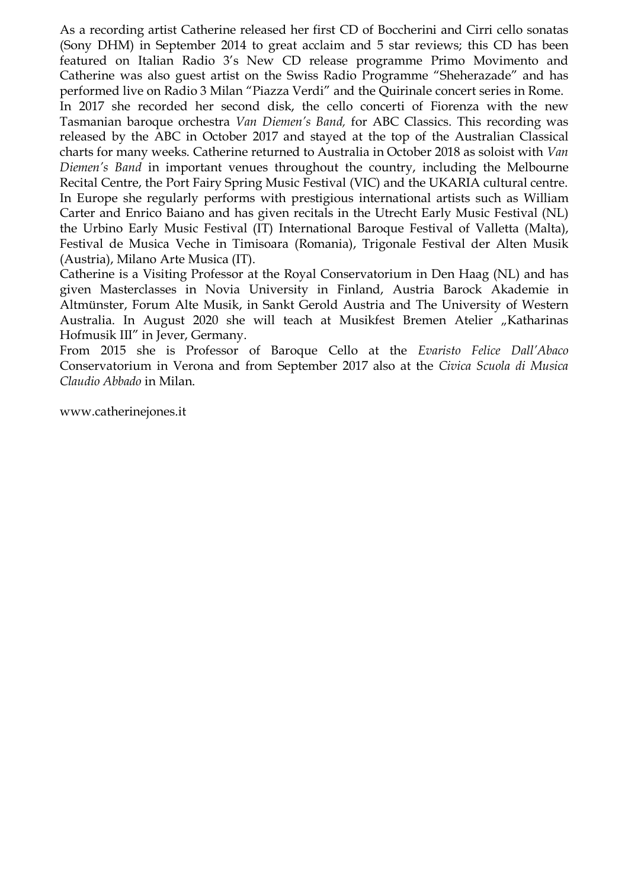As a recording artist Catherine released her first CD of Boccherini and Cirri cello sonatas (Sony DHM) in September 2014 to great acclaim and 5 star reviews; this CD has been featured on Italian Radio 3's New CD release programme Primo Movimento and Catherine was also guest artist on the Swiss Radio Programme "Sheherazade" and has performed live on Radio 3 Milan "Piazza Verdi" and the Quirinale concert series in Rome.
In 2017 she recorded her second disk, the cello concerti of Fiorenza with the new Tasmanian baroque orchestra *Van Diemen's Band,* for ABC Classics. This recording was released by the ABC in October 2017 and stayed at the top of the Australian Classical charts for many weeks. Catherine returned to Australia in October 2018 as soloist with *Van Diemen's Band* in important venues throughout the country, including the Melbourne Recital Centre, the Port Fairy Spring Music Festival (VIC) and the UKARIA cultural centre.
In Europe she regularly performs with prestigious international artists such as William Carter and Enrico Baiano and has given recitals in the Utrecht Early Music Festival (NL) the Urbino Early Music Festival (IT) International Baroque Festival of Valletta (Malta), Festival de Musica Veche in Timisoara (Romania), Trigonale Festival der Alten Musik (Austria), Milano Arte Musica (IT).
Catherine is a Visiting Professor at the Royal Conservatorium in Den Haag (NL) and has given Masterclasses in Novia University in Finland, Austria Barock Akademie in Altmünster, Forum Alte Musik, in Sankt Gerold Austria and The University of Western Australia. In August 2020 she will teach at Musikfest Bremen Atelier „Katharinas Hofmusik III" in Jever, Germany.
From 2015 she is Professor of Baroque Cello at the *Evaristo Felice Dall'Abaco* Conservatorium in Verona and from September 2017 also at the *Civica Scuola di Musica Claudio Abbado* in Milan.

www.catherinejones.it